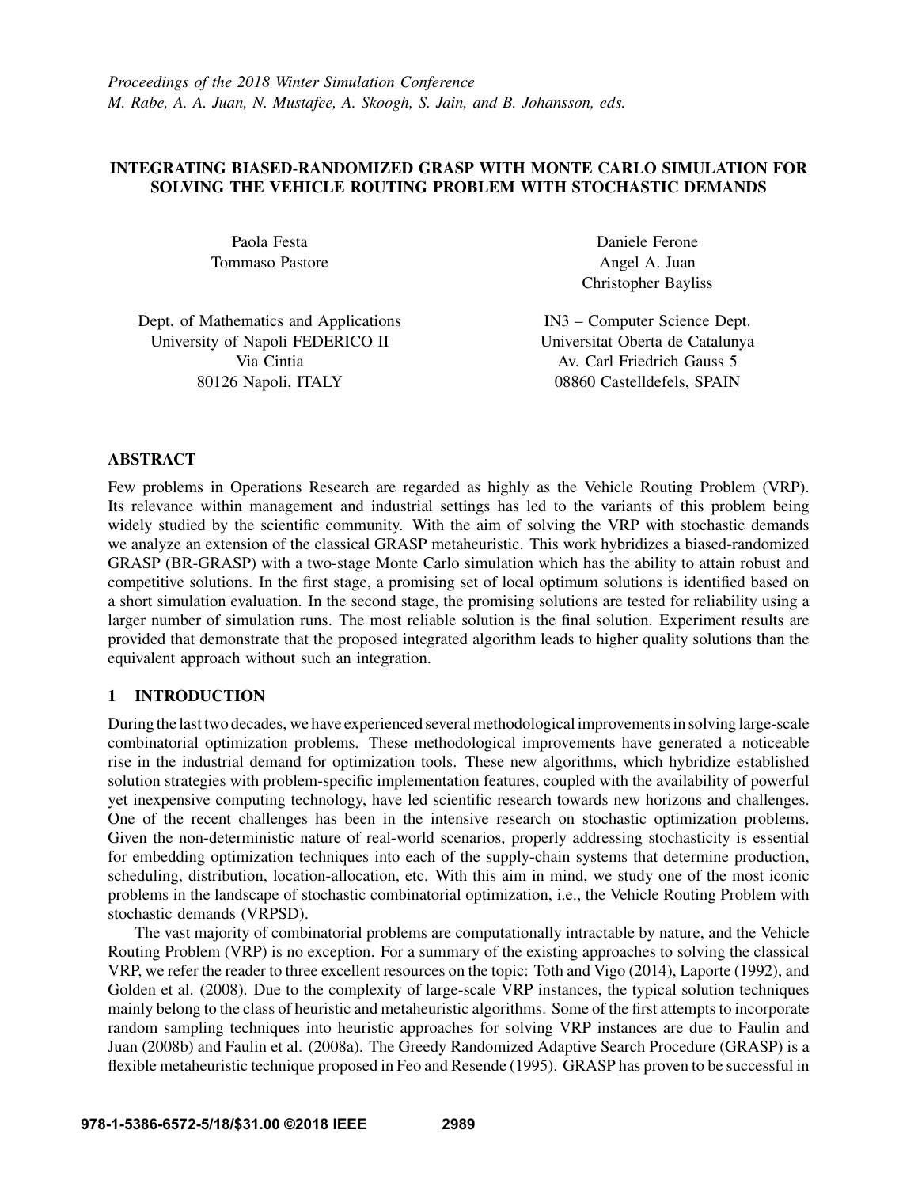*Proceedings of the 2018 Winter Simulation Conference*
*M. Rabe, A. A. Juan, N. Mustafee, A. Skoogh, S. Jain, and B. Johansson, eds.*

# INTEGRATING BIASED-RANDOMIZED GRASP WITH MONTE CARLO SIMULATION FOR SOLVING THE VEHICLE ROUTING PROBLEM WITH STOCHASTIC DEMANDS

Paola Festa
Tommaso Pastore

Dept. of Mathematics and Applications
University of Napoli FEDERICO II
Via Cintia
80126 Napoli, ITALY

Daniele Ferone
Angel A. Juan
Christopher Bayliss

IN3 – Computer Science Dept.
Universitat Oberta de Catalunya
Av. Carl Friedrich Gauss 5
08860 Castelldefels, SPAIN

## ABSTRACT

Few problems in Operations Research are regarded as highly as the Vehicle Routing Problem (VRP). Its relevance within management and industrial settings has led to the variants of this problem being widely studied by the scientific community. With the aim of solving the VRP with stochastic demands we analyze an extension of the classical GRASP metaheuristic. This work hybridizes a biased-randomized GRASP (BR-GRASP) with a two-stage Monte Carlo simulation which has the ability to attain robust and competitive solutions. In the first stage, a promising set of local optimum solutions is identified based on a short simulation evaluation. In the second stage, the promising solutions are tested for reliability using a larger number of simulation runs. The most reliable solution is the final solution. Experiment results are provided that demonstrate that the proposed integrated algorithm leads to higher quality solutions than the equivalent approach without such an integration.

## 1 INTRODUCTION

During the last two decades, we have experienced several methodological improvements in solving large-scale combinatorial optimization problems. These methodological improvements have generated a noticeable rise in the industrial demand for optimization tools. These new algorithms, which hybridize established solution strategies with problem-specific implementation features, coupled with the availability of powerful yet inexpensive computing technology, have led scientific research towards new horizons and challenges. One of the recent challenges has been in the intensive research on stochastic optimization problems. Given the non-deterministic nature of real-world scenarios, properly addressing stochasticity is essential for embedding optimization techniques into each of the supply-chain systems that determine production, scheduling, distribution, location-allocation, etc. With this aim in mind, we study one of the most iconic problems in the landscape of stochastic combinatorial optimization, i.e., the Vehicle Routing Problem with stochastic demands (VRPSD).

The vast majority of combinatorial problems are computationally intractable by nature, and the Vehicle Routing Problem (VRP) is no exception. For a summary of the existing approaches to solving the classical VRP, we refer the reader to three excellent resources on the topic: Toth and Vigo (2014), Laporte (1992), and Golden et al. (2008). Due to the complexity of large-scale VRP instances, the typical solution techniques mainly belong to the class of heuristic and metaheuristic algorithms. Some of the first attempts to incorporate random sampling techniques into heuristic approaches for solving VRP instances are due to Faulin and Juan (2008b) and Faulin et al. (2008a). The Greedy Randomized Adaptive Search Procedure (GRASP) is a flexible metaheuristic technique proposed in Feo and Resende (1995). GRASP has proven to be successful in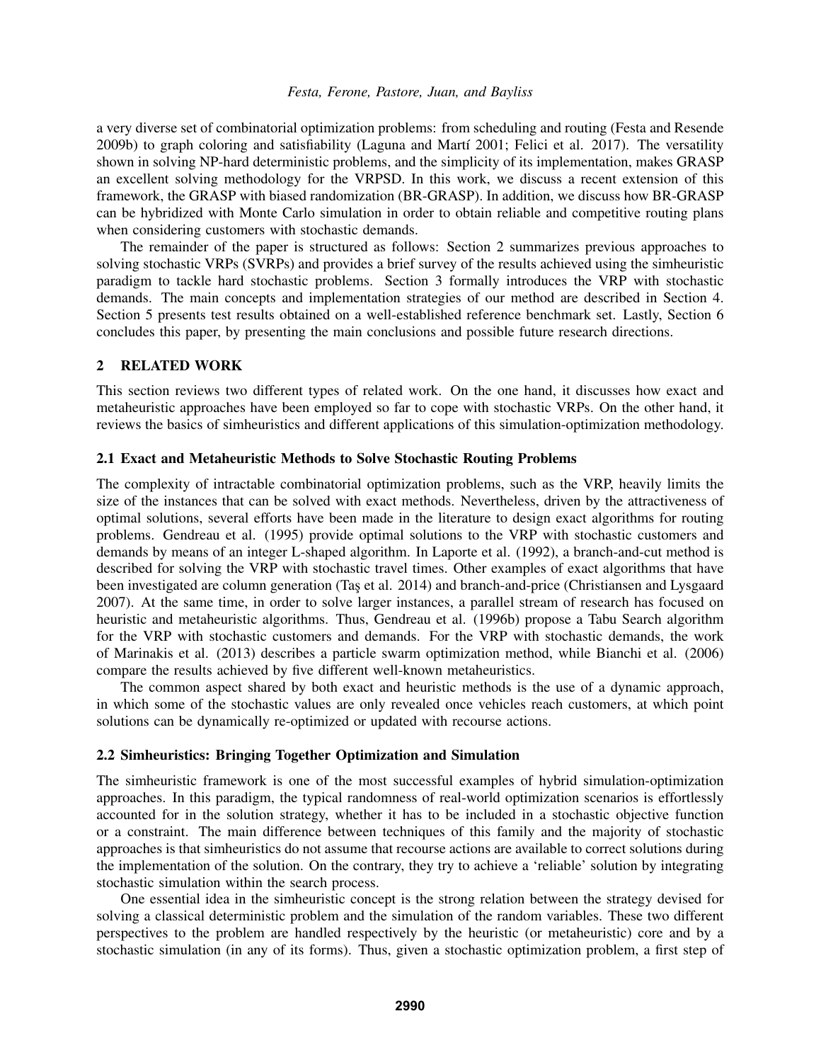a very diverse set of combinatorial optimization problems: from scheduling and routing (Festa and Resende 2009b) to graph coloring and satisfiability (Laguna and Martí 2001; Felici et al. 2017). The versatility shown in solving NP-hard deterministic problems, and the simplicity of its implementation, makes GRASP an excellent solving methodology for the VRPSD. In this work, we discuss a recent extension of this framework, the GRASP with biased randomization (BR-GRASP). In addition, we discuss how BR-GRASP can be hybridized with Monte Carlo simulation in order to obtain reliable and competitive routing plans when considering customers with stochastic demands.

The remainder of the paper is structured as follows: Section 2 summarizes previous approaches to solving stochastic VRPs (SVRPs) and provides a brief survey of the results achieved using the simheuristic paradigm to tackle hard stochastic problems. Section 3 formally introduces the VRP with stochastic demands. The main concepts and implementation strategies of our method are described in Section 4. Section 5 presents test results obtained on a well-established reference benchmark set. Lastly, Section 6 concludes this paper, by presenting the main conclusions and possible future research directions.

## 2 RELATED WORK

This section reviews two different types of related work. On the one hand, it discusses how exact and metaheuristic approaches have been employed so far to cope with stochastic VRPs. On the other hand, it reviews the basics of simheuristics and different applications of this simulation-optimization methodology.

### 2.1 Exact and Metaheuristic Methods to Solve Stochastic Routing Problems

The complexity of intractable combinatorial optimization problems, such as the VRP, heavily limits the size of the instances that can be solved with exact methods. Nevertheless, driven by the attractiveness of optimal solutions, several efforts have been made in the literature to design exact algorithms for routing problems. Gendreau et al. (1995) provide optimal solutions to the VRP with stochastic customers and demands by means of an integer L-shaped algorithm. In Laporte et al. (1992), a branch-and-cut method is described for solving the VRP with stochastic travel times. Other examples of exact algorithms that have been investigated are column generation (Taş et al. 2014) and branch-and-price (Christiansen and Lysgaard 2007). At the same time, in order to solve larger instances, a parallel stream of research has focused on heuristic and metaheuristic algorithms. Thus, Gendreau et al. (1996b) propose a Tabu Search algorithm for the VRP with stochastic customers and demands. For the VRP with stochastic demands, the work of Marinakis et al. (2013) describes a particle swarm optimization method, while Bianchi et al. (2006) compare the results achieved by five different well-known metaheuristics.

The common aspect shared by both exact and heuristic methods is the use of a dynamic approach, in which some of the stochastic values are only revealed once vehicles reach customers, at which point solutions can be dynamically re-optimized or updated with recourse actions.

### 2.2 Simheuristics: Bringing Together Optimization and Simulation

The simheuristic framework is one of the most successful examples of hybrid simulation-optimization approaches. In this paradigm, the typical randomness of real-world optimization scenarios is effortlessly accounted for in the solution strategy, whether it has to be included in a stochastic objective function or a constraint. The main difference between techniques of this family and the majority of stochastic approaches is that simheuristics do not assume that recourse actions are available to correct solutions during the implementation of the solution. On the contrary, they try to achieve a 'reliable' solution by integrating stochastic simulation within the search process.

One essential idea in the simheuristic concept is the strong relation between the strategy devised for solving a classical deterministic problem and the simulation of the random variables. These two different perspectives to the problem are handled respectively by the heuristic (or metaheuristic) core and by a stochastic simulation (in any of its forms). Thus, given a stochastic optimization problem, a first step of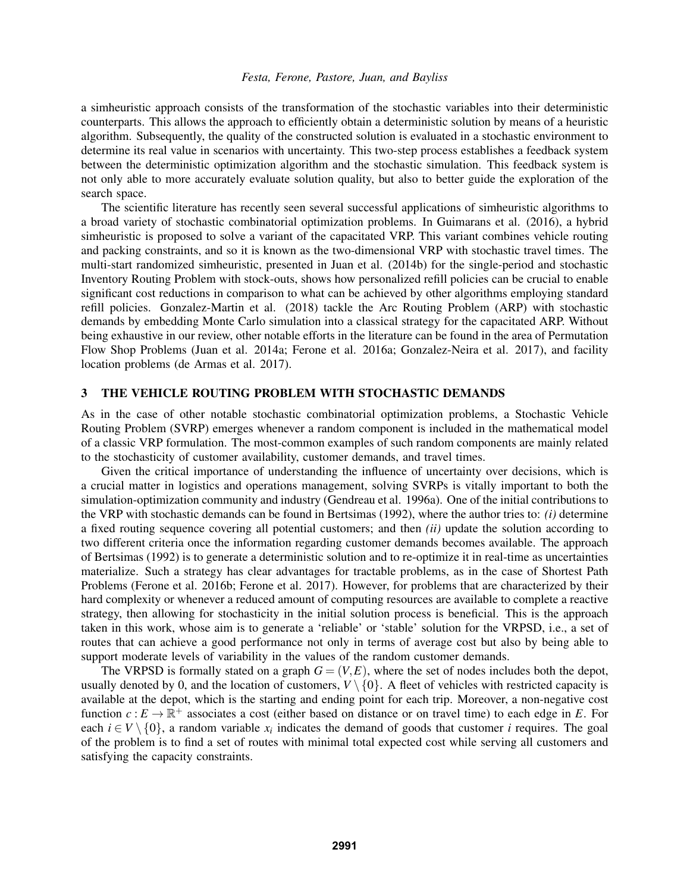a simheuristic approach consists of the transformation of the stochastic variables into their deterministic counterparts. This allows the approach to efficiently obtain a deterministic solution by means of a heuristic algorithm. Subsequently, the quality of the constructed solution is evaluated in a stochastic environment to determine its real value in scenarios with uncertainty. This two-step process establishes a feedback system between the deterministic optimization algorithm and the stochastic simulation. This feedback system is not only able to more accurately evaluate solution quality, but also to better guide the exploration of the search space.

The scientific literature has recently seen several successful applications of simheuristic algorithms to a broad variety of stochastic combinatorial optimization problems. In Guimarans et al. (2016), a hybrid simheuristic is proposed to solve a variant of the capacitated VRP. This variant combines vehicle routing and packing constraints, and so it is known as the two-dimensional VRP with stochastic travel times. The multi-start randomized simheuristic, presented in Juan et al. (2014b) for the single-period and stochastic Inventory Routing Problem with stock-outs, shows how personalized refill policies can be crucial to enable significant cost reductions in comparison to what can be achieved by other algorithms employing standard refill policies. Gonzalez-Martin et al. (2018) tackle the Arc Routing Problem (ARP) with stochastic demands by embedding Monte Carlo simulation into a classical strategy for the capacitated ARP. Without being exhaustive in our review, other notable efforts in the literature can be found in the area of Permutation Flow Shop Problems (Juan et al. 2014a; Ferone et al. 2016a; Gonzalez-Neira et al. 2017), and facility location problems (de Armas et al. 2017).

## 3 THE VEHICLE ROUTING PROBLEM WITH STOCHASTIC DEMANDS

As in the case of other notable stochastic combinatorial optimization problems, a Stochastic Vehicle Routing Problem (SVRP) emerges whenever a random component is included in the mathematical model of a classic VRP formulation. The most-common examples of such random components are mainly related to the stochasticity of customer availability, customer demands, and travel times.

Given the critical importance of understanding the influence of uncertainty over decisions, which is a crucial matter in logistics and operations management, solving SVRPs is vitally important to both the simulation-optimization community and industry (Gendreau et al. 1996a). One of the initial contributions to the VRP with stochastic demands can be found in Bertsimas (1992), where the author tries to: *(i)* determine a fixed routing sequence covering all potential customers; and then *(ii)* update the solution according to two different criteria once the information regarding customer demands becomes available. The approach of Bertsimas (1992) is to generate a deterministic solution and to re-optimize it in real-time as uncertainties materialize. Such a strategy has clear advantages for tractable problems, as in the case of Shortest Path Problems (Ferone et al. 2016b; Ferone et al. 2017). However, for problems that are characterized by their hard complexity or whenever a reduced amount of computing resources are available to complete a reactive strategy, then allowing for stochasticity in the initial solution process is beneficial. This is the approach taken in this work, whose aim is to generate a 'reliable' or 'stable' solution for the VRPSD, i.e., a set of routes that can achieve a good performance not only in terms of average cost but also by being able to support moderate levels of variability in the values of the random customer demands.

The VRPSD is formally stated on a graph $G = (V, E)$, where the set of nodes includes both the depot, usually denoted by 0, and the location of customers, $V \setminus \{0\}$. A fleet of vehicles with restricted capacity is available at the depot, which is the starting and ending point for each trip. Moreover, a non-negative cost function $c : E \rightarrow \mathbb{R}^+$ associates a cost (either based on distance or on travel time) to each edge in $E$. For each $i \in V \setminus \{0\}$, a random variable $x_i$ indicates the demand of goods that customer $i$ requires. The goal of the problem is to find a set of routes with minimal total expected cost while serving all customers and satisfying the capacity constraints.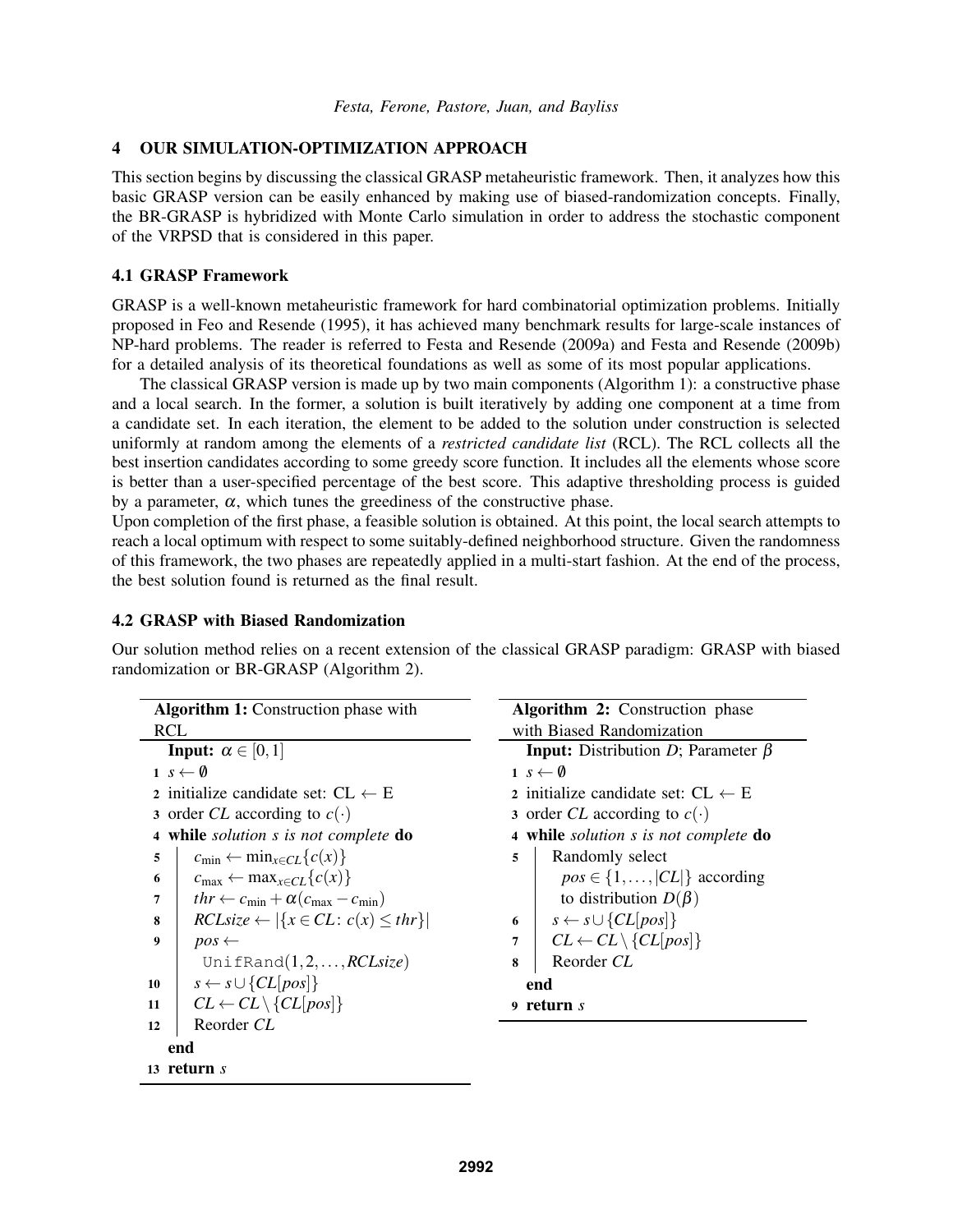## 4 OUR SIMULATION-OPTIMIZATION APPROACH

This section begins by discussing the classical GRASP metaheuristic framework. Then, it analyzes how this basic GRASP version can be easily enhanced by making use of biased-randomization concepts. Finally, the BR-GRASP is hybridized with Monte Carlo simulation in order to address the stochastic component of the VRPSD that is considered in this paper.

### 4.1 GRASP Framework

GRASP is a well-known metaheuristic framework for hard combinatorial optimization problems. Initially proposed in Feo and Resende (1995), it has achieved many benchmark results for large-scale instances of NP-hard problems. The reader is referred to Festa and Resende (2009a) and Festa and Resende (2009b) for a detailed analysis of its theoretical foundations as well as some of its most popular applications.

The classical GRASP version is made up by two main components (Algorithm 1): a constructive phase and a local search. In the former, a solution is built iteratively by adding one component at a time from a candidate set. In each iteration, the element to be added to the solution under construction is selected uniformly at random among the elements of a *restricted candidate list* (RCL). The RCL collects all the best insertion candidates according to some greedy score function. It includes all the elements whose score is better than a user-specified percentage of the best score. This adaptive thresholding process is guided by a parameter, $\alpha$, which tunes the greediness of the constructive phase.

Upon completion of the first phase, a feasible solution is obtained. At this point, the local search attempts to reach a local optimum with respect to some suitably-defined neighborhood structure. Given the randomness of this framework, the two phases are repeatedly applied in a multi-start fashion. At the end of the process, the best solution found is returned as the final result.

### 4.2 GRASP with Biased Randomization

Our solution method relies on a recent extension of the classical GRASP paradigm: GRASP with biased randomization or BR-GRASP (Algorithm 2).

**Algorithm 1:** Construction phase with RCL

```
Input: α ∈ [0,1]
1  s ← ∅
2  initialize candidate set: CL ← E
3  order CL according to c(·)
4  while solution s is not complete do
5      c_min ← min_{x∈CL}{c(x)}
6      c_max ← max_{x∈CL}{c(x)}
7      thr ← c_min + α(c_max − c_min)
8      RCLsize ← |{x ∈ CL: c(x) ≤ thr}|
9      pos ← UnifRand(1, 2, ..., RCLsize)
10     s ← s ∪ {CL[pos]}
11     CL ← CL \ {CL[pos]}
12     Reorder CL
   end
13 return s
```

**Algorithm 2:** Construction phase with Biased Randomization

```
Input: Distribution D; Parameter β
1  s ← ∅
2  initialize candidate set: CL ← E
3  order CL according to c(·)
4  while solution s is not complete do
5      Randomly select pos ∈ {1, ..., |CL|} according to distribution D(β)
6      s ← s ∪ {CL[pos]}
7      CL ← CL \ {CL[pos]}
8      Reorder CL
   end
9  return s
```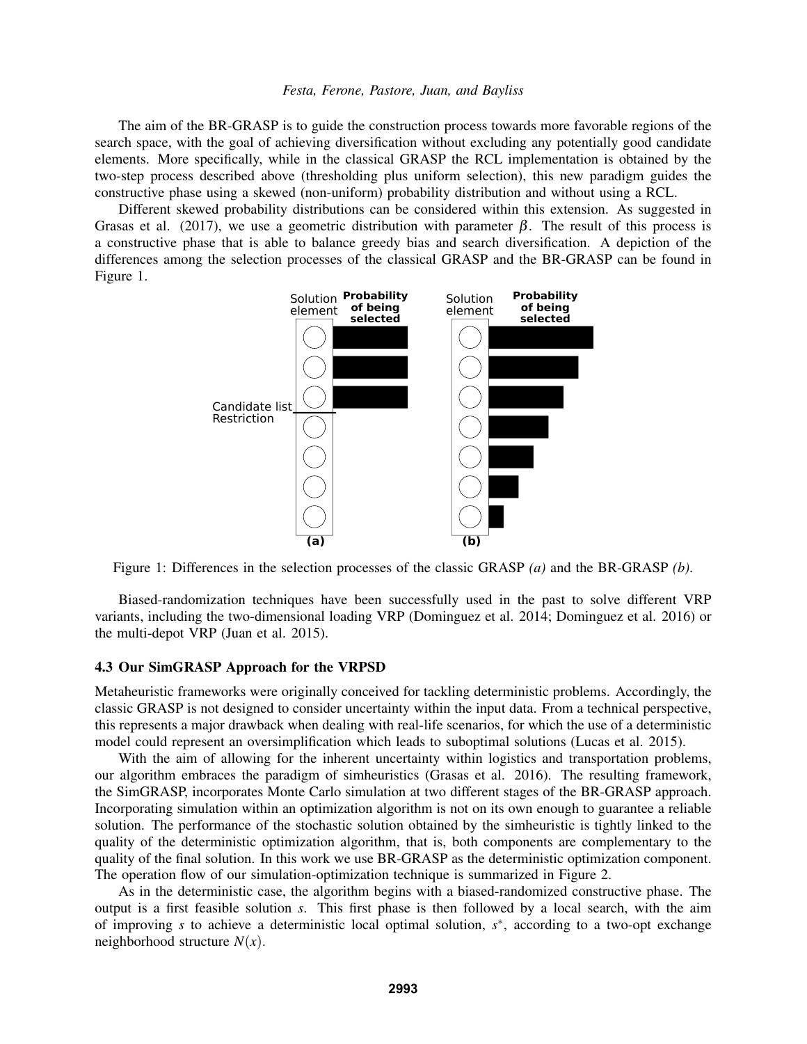The aim of the BR-GRASP is to guide the construction process towards more favorable regions of the search space, with the goal of achieving diversification without excluding any potentially good candidate elements. More specifically, while in the classical GRASP the RCL implementation is obtained by the two-step process described above (thresholding plus uniform selection), this new paradigm guides the constructive phase using a skewed (non-uniform) probability distribution and without using a RCL.

Different skewed probability distributions can be considered within this extension. As suggested in Grasas et al. (2017), we use a geometric distribution with parameter $\beta$. The result of this process is a constructive phase that is able to balance greedy bias and search diversification. A depiction of the differences among the selection processes of the classical GRASP and the BR-GRASP can be found in Figure 1.

Figure 1: Differences in the selection processes of the classic GRASP *(a)* and the BR-GRASP *(b)*.

Biased-randomization techniques have been successfully used in the past to solve different VRP variants, including the two-dimensional loading VRP (Dominguez et al. 2014; Dominguez et al. 2016) or the multi-depot VRP (Juan et al. 2015).

### 4.3 Our SimGRASP Approach for the VRPSD

Metaheuristic frameworks were originally conceived for tackling deterministic problems. Accordingly, the classic GRASP is not designed to consider uncertainty within the input data. From a technical perspective, this represents a major drawback when dealing with real-life scenarios, for which the use of a deterministic model could represent an oversimplification which leads to suboptimal solutions (Lucas et al. 2015).

With the aim of allowing for the inherent uncertainty within logistics and transportation problems, our algorithm embraces the paradigm of simheuristics (Grasas et al. 2016). The resulting framework, the SimGRASP, incorporates Monte Carlo simulation at two different stages of the BR-GRASP approach. Incorporating simulation within an optimization algorithm is not on its own enough to guarantee a reliable solution. The performance of the stochastic solution obtained by the simheuristic is tightly linked to the quality of the deterministic optimization algorithm, that is, both components are complementary to the quality of the final solution. In this work we use BR-GRASP as the deterministic optimization component. The operation flow of our simulation-optimization technique is summarized in Figure 2.

As in the deterministic case, the algorithm begins with a biased-randomized constructive phase. The output is a first feasible solution $s$. This first phase is then followed by a local search, with the aim of improving $s$ to achieve a deterministic local optimal solution, $s^*$, according to a two-opt exchange neighborhood structure $N(x)$.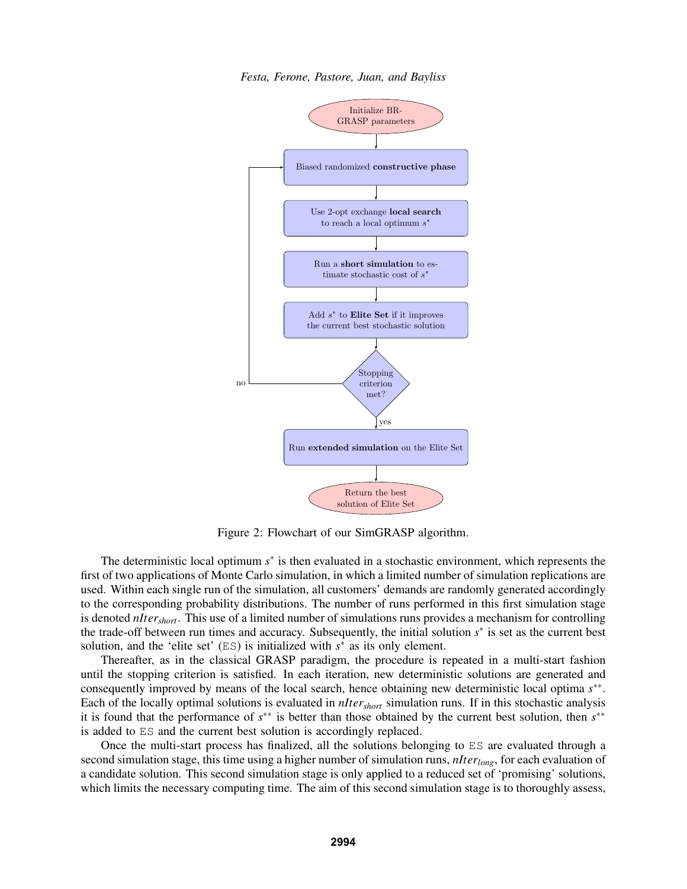Figure 2: Flowchart of our SimGRASP algorithm.

The deterministic local optimum $s^*$ is then evaluated in a stochastic environment, which represents the first of two applications of Monte Carlo simulation, in which a limited number of simulation replications are used. Within each single run of the simulation, all customers' demands are randomly generated accordingly to the corresponding probability distributions. The number of runs performed in this first simulation stage is denoted $nIter_{short}$. This use of a limited number of simulations runs provides a mechanism for controlling the trade-off between run times and accuracy. Subsequently, the initial solution $s^*$ is set as the current best solution, and the 'elite set' (ES) is initialized with $s^*$ as its only element.

Thereafter, as in the classical GRASP paradigm, the procedure is repeated in a multi-start fashion until the stopping criterion is satisfied. In each iteration, new deterministic solutions are generated and consequently improved by means of the local search, hence obtaining new deterministic local optima $s^{**}$. Each of the locally optimal solutions is evaluated in $nIter_{short}$ simulation runs. If in this stochastic analysis it is found that the performance of $s^{**}$ is better than those obtained by the current best solution, then $s^{**}$ is added to ES and the current best solution is accordingly replaced.

Once the multi-start process has finalized, all the solutions belonging to ES are evaluated through a second simulation stage, this time using a higher number of simulation runs, $nIter_{long}$, for each evaluation of a candidate solution. This second simulation stage is only applied to a reduced set of 'promising' solutions, which limits the necessary computing time. The aim of this second simulation stage is to thoroughly assess,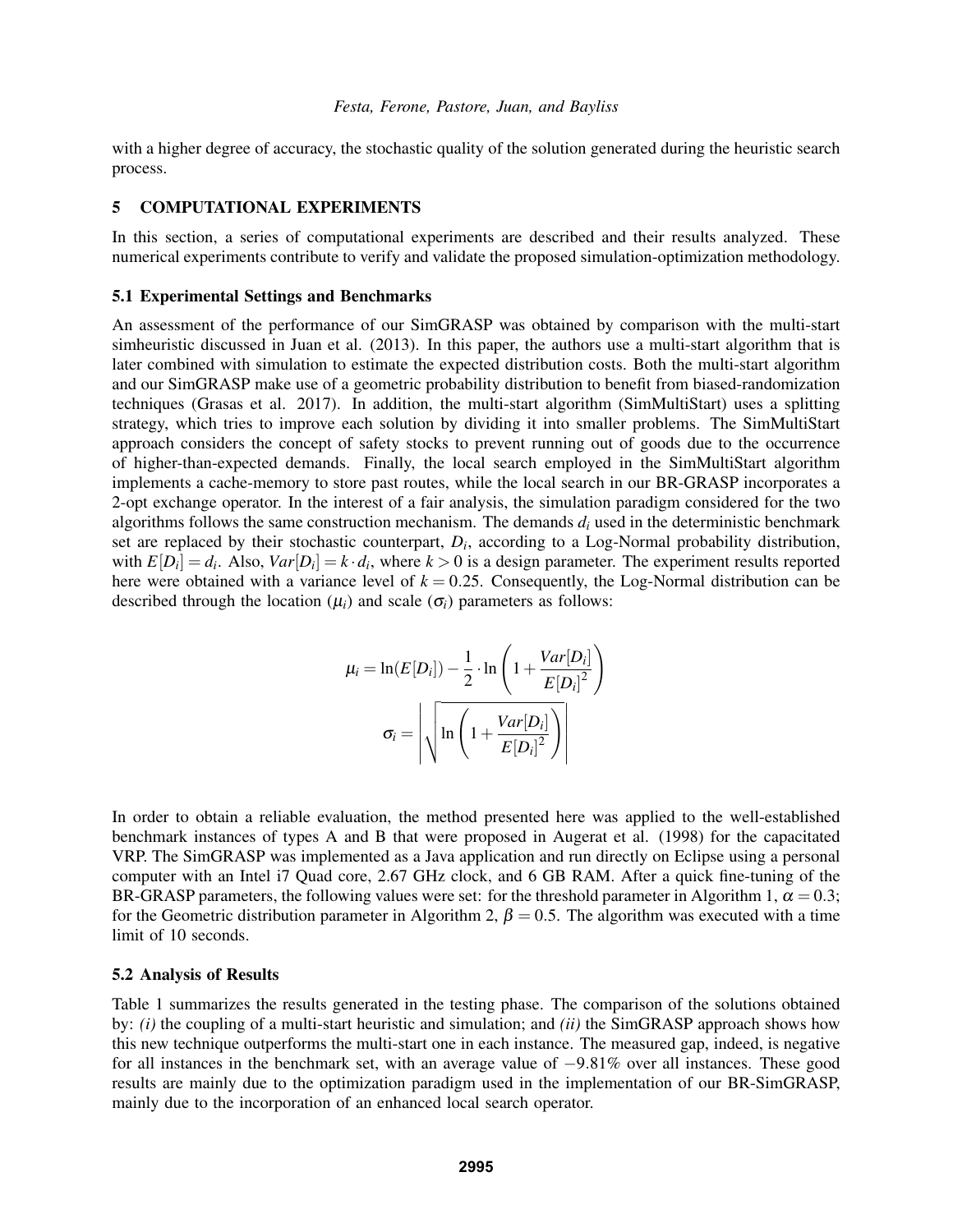with a higher degree of accuracy, the stochastic quality of the solution generated during the heuristic search process.

## 5 COMPUTATIONAL EXPERIMENTS

In this section, a series of computational experiments are described and their results analyzed. These numerical experiments contribute to verify and validate the proposed simulation-optimization methodology.

### 5.1 Experimental Settings and Benchmarks

An assessment of the performance of our SimGRASP was obtained by comparison with the multi-start simheuristic discussed in Juan et al. (2013). In this paper, the authors use a multi-start algorithm that is later combined with simulation to estimate the expected distribution costs. Both the multi-start algorithm and our SimGRASP make use of a geometric probability distribution to benefit from biased-randomization techniques (Grasas et al. 2017). In addition, the multi-start algorithm (SimMultiStart) uses a splitting strategy, which tries to improve each solution by dividing it into smaller problems. The SimMultiStart approach considers the concept of safety stocks to prevent running out of goods due to the occurrence of higher-than-expected demands. Finally, the local search employed in the SimMultiStart algorithm implements a cache-memory to store past routes, while the local search in our BR-GRASP incorporates a 2-opt exchange operator. In the interest of a fair analysis, the simulation paradigm considered for the two algorithms follows the same construction mechanism. The demands $d_i$ used in the deterministic benchmark set are replaced by their stochastic counterpart, $D_i$, according to a Log-Normal probability distribution, with $E[D_i] = d_i$. Also, $Var[D_i] = k \cdot d_i$, where $k > 0$ is a design parameter. The experiment results reported here were obtained with a variance level of $k = 0.25$. Consequently, the Log-Normal distribution can be described through the location ($\mu_i$) and scale ($\sigma_i$) parameters as follows:

$$\mu_i = \ln(E[D_i]) - \frac{1}{2} \cdot \ln\left(1 + \frac{Var[D_i]}{E[D_i]^2}\right)$$

$$\sigma_i = \left| \sqrt{\ln\left(1 + \frac{Var[D_i]}{E[D_i]^2}\right)} \right|$$

In order to obtain a reliable evaluation, the method presented here was applied to the well-established benchmark instances of types A and B that were proposed in Augerat et al. (1998) for the capacitated VRP. The SimGRASP was implemented as a Java application and run directly on Eclipse using a personal computer with an Intel i7 Quad core, 2.67 GHz clock, and 6 GB RAM. After a quick fine-tuning of the BR-GRASP parameters, the following values were set: for the threshold parameter in Algorithm 1, $\alpha = 0.3$; for the Geometric distribution parameter in Algorithm 2, $\beta = 0.5$. The algorithm was executed with a time limit of 10 seconds.

### 5.2 Analysis of Results

Table 1 summarizes the results generated in the testing phase. The comparison of the solutions obtained by: *(i)* the coupling of a multi-start heuristic and simulation; and *(ii)* the SimGRASP approach shows how this new technique outperforms the multi-start one in each instance. The measured gap, indeed, is negative for all instances in the benchmark set, with an average value of $-9.81\%$ over all instances. These good results are mainly due to the optimization paradigm used in the implementation of our BR-SimGRASP, mainly due to the incorporation of an enhanced local search operator.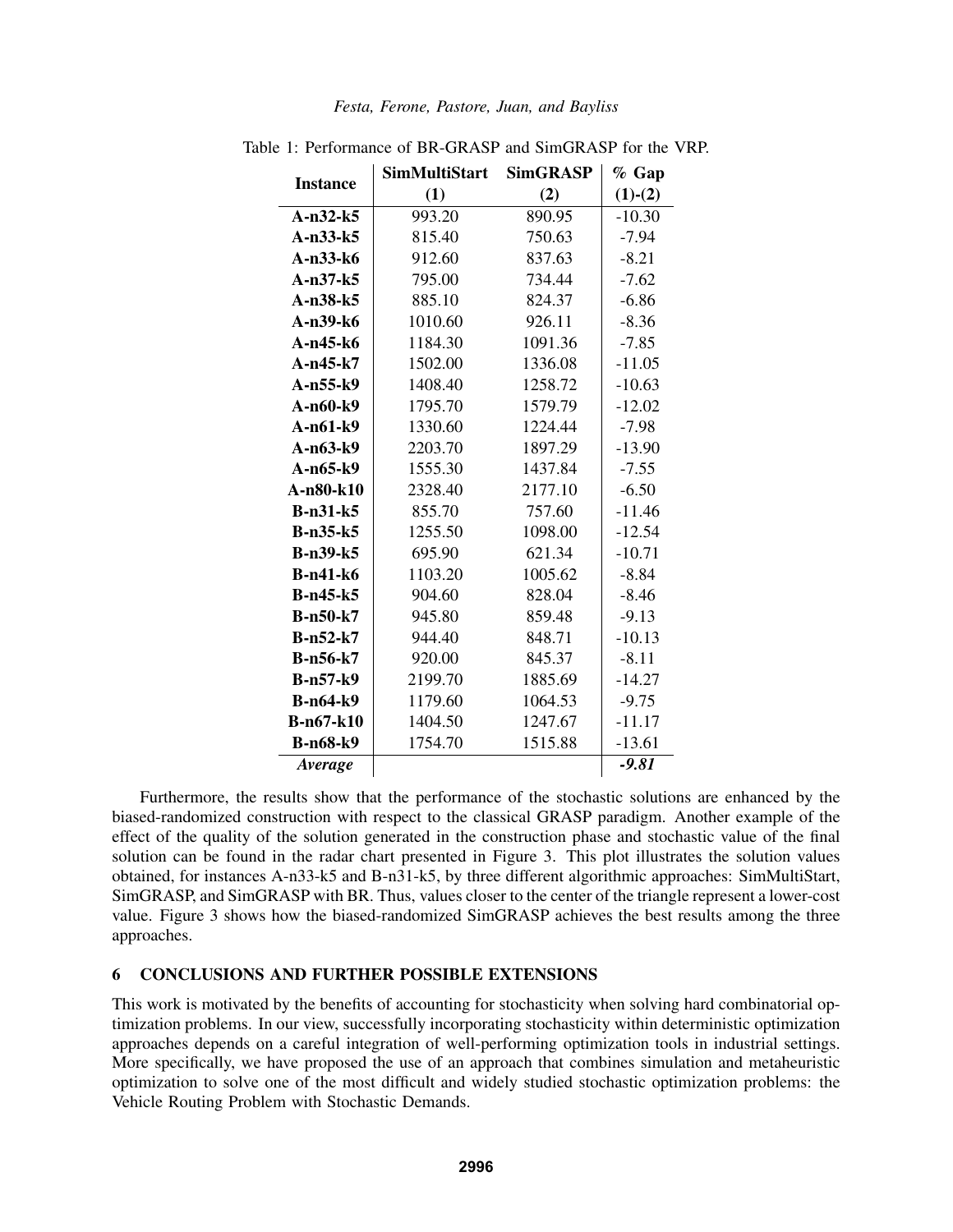Table 1: Performance of BR-GRASP and SimGRASP for the VRP.

| Instance | SimMultiStart | SimGRASP | % Gap |
|---|---|---|---|
| | (1) | (2) | (1)-(2) |
| **A-n32-k5** | 993.20 | 890.95 | -10.30 |
| **A-n33-k5** | 815.40 | 750.63 | -7.94 |
| **A-n33-k6** | 912.60 | 837.63 | -8.21 |
| **A-n37-k5** | 795.00 | 734.44 | -7.62 |
| **A-n38-k5** | 885.10 | 824.37 | -6.86 |
| **A-n39-k6** | 1010.60 | 926.11 | -8.36 |
| **A-n45-k6** | 1184.30 | 1091.36 | -7.85 |
| **A-n45-k7** | 1502.00 | 1336.08 | -11.05 |
| **A-n55-k9** | 1408.40 | 1258.72 | -10.63 |
| **A-n60-k9** | 1795.70 | 1579.79 | -12.02 |
| **A-n61-k9** | 1330.60 | 1224.44 | -7.98 |
| **A-n63-k9** | 2203.70 | 1897.29 | -13.90 |
| **A-n65-k9** | 1555.30 | 1437.84 | -7.55 |
| **A-n80-k10** | 2328.40 | 2177.10 | -6.50 |
| **B-n31-k5** | 855.70 | 757.60 | -11.46 |
| **B-n35-k5** | 1255.50 | 1098.00 | -12.54 |
| **B-n39-k5** | 695.90 | 621.34 | -10.71 |
| **B-n41-k6** | 1103.20 | 1005.62 | -8.84 |
| **B-n45-k5** | 904.60 | 828.04 | -8.46 |
| **B-n50-k7** | 945.80 | 859.48 | -9.13 |
| **B-n52-k7** | 944.40 | 848.71 | -10.13 |
| **B-n56-k7** | 920.00 | 845.37 | -8.11 |
| **B-n57-k9** | 2199.70 | 1885.69 | -14.27 |
| **B-n64-k9** | 1179.60 | 1064.53 | -9.75 |
| **B-n67-k10** | 1404.50 | 1247.67 | -11.17 |
| **B-n68-k9** | 1754.70 | 1515.88 | -13.61 |
| ***Average*** | | | ***-9.81*** |

Furthermore, the results show that the performance of the stochastic solutions are enhanced by the biased-randomized construction with respect to the classical GRASP paradigm. Another example of the effect of the quality of the solution generated in the construction phase and stochastic value of the final solution can be found in the radar chart presented in Figure 3. This plot illustrates the solution values obtained, for instances A-n33-k5 and B-n31-k5, by three different algorithmic approaches: SimMultiStart, SimGRASP, and SimGRASP with BR. Thus, values closer to the center of the triangle represent a lower-cost value. Figure 3 shows how the biased-randomized SimGRASP achieves the best results among the three approaches.

## 6 CONCLUSIONS AND FURTHER POSSIBLE EXTENSIONS

This work is motivated by the benefits of accounting for stochasticity when solving hard combinatorial optimization problems. In our view, successfully incorporating stochasticity within deterministic optimization approaches depends on a careful integration of well-performing optimization tools in industrial settings. More specifically, we have proposed the use of an approach that combines simulation and metaheuristic optimization to solve one of the most difficult and widely studied stochastic optimization problems: the Vehicle Routing Problem with Stochastic Demands.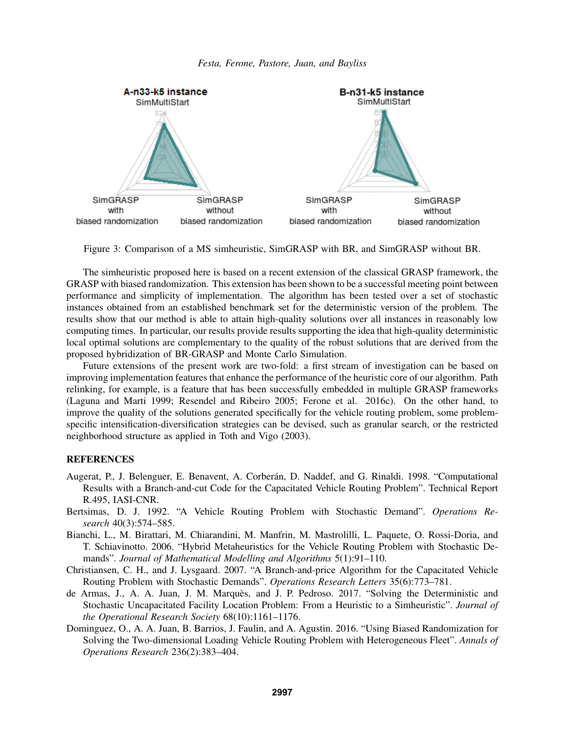Figure 3: Comparison of a MS simheuristic, SimGRASP with BR, and SimGRASP without BR.

The simheuristic proposed here is based on a recent extension of the classical GRASP framework, the GRASP with biased randomization. This extension has been shown to be a successful meeting point between performance and simplicity of implementation. The algorithm has been tested over a set of stochastic instances obtained from an established benchmark set for the deterministic version of the problem. The results show that our method is able to attain high-quality solutions over all instances in reasonably low computing times. In particular, our results provide results supporting the idea that high-quality deterministic local optimal solutions are complementary to the quality of the robust solutions that are derived from the proposed hybridization of BR-GRASP and Monte Carlo Simulation.

Future extensions of the present work are two-fold: a first stream of investigation can be based on improving implementation features that enhance the performance of the heuristic core of our algorithm. Path relinking, for example, is a feature that has been successfully embedded in multiple GRASP frameworks (Laguna and Marti 1999; Resendel and Ribeiro 2005; Ferone et al. 2016c). On the other hand, to improve the quality of the solutions generated specifically for the vehicle routing problem, some problem-specific intensification-diversification strategies can be devised, such as granular search, or the restricted neighborhood structure as applied in Toth and Vigo (2003).

## REFERENCES

Augerat, P., J. Belenguer, E. Benavent, A. Corberán, D. Naddef, and G. Rinaldi. 1998. "Computational Results with a Branch-and-cut Code for the Capacitated Vehicle Routing Problem". Technical Report R.495, IASI-CNR.

Bertsimas, D. J. 1992. "A Vehicle Routing Problem with Stochastic Demand". *Operations Research* 40(3):574–585.

Bianchi, L., M. Birattari, M. Chiarandini, M. Manfrin, M. Mastrolilli, L. Paquete, O. Rossi-Doria, and T. Schiavinotto. 2006. "Hybrid Metaheuristics for the Vehicle Routing Problem with Stochastic Demands". *Journal of Mathematical Modelling and Algorithms* 5(1):91–110.

Christiansen, C. H., and J. Lysgaard. 2007. "A Branch-and-price Algorithm for the Capacitated Vehicle Routing Problem with Stochastic Demands". *Operations Research Letters* 35(6):773–781.

de Armas, J., A. A. Juan, J. M. Marquès, and J. P. Pedroso. 2017. "Solving the Deterministic and Stochastic Uncapacitated Facility Location Problem: From a Heuristic to a Simheuristic". *Journal of the Operational Research Society* 68(10):1161–1176.

Dominguez, O., A. A. Juan, B. Barrios, J. Faulin, and A. Agustin. 2016. "Using Biased Randomization for Solving the Two-dimensional Loading Vehicle Routing Problem with Heterogeneous Fleet". *Annals of Operations Research* 236(2):383–404.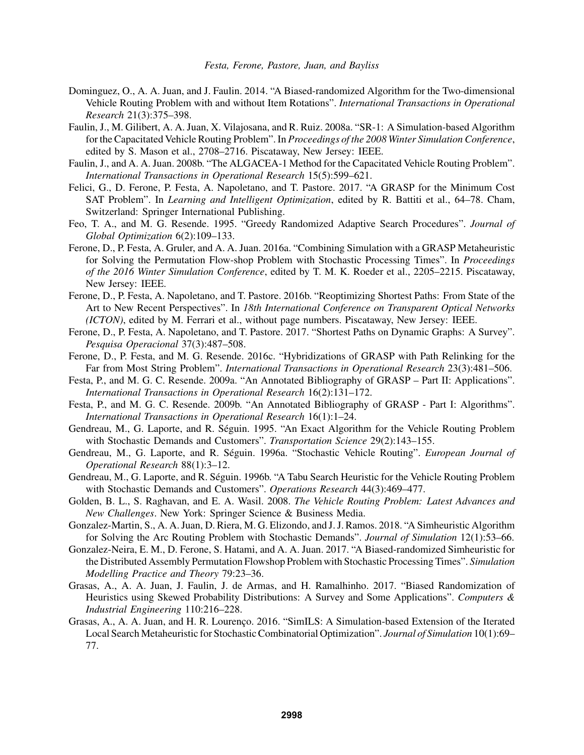Dominguez, O., A. A. Juan, and J. Faulin. 2014. "A Biased-randomized Algorithm for the Two-dimensional Vehicle Routing Problem with and without Item Rotations". *International Transactions in Operational Research* 21(3):375–398.

Faulin, J., M. Gilibert, A. A. Juan, X. Vilajosana, and R. Ruiz. 2008a. "SR-1: A Simulation-based Algorithm for the Capacitated Vehicle Routing Problem". In *Proceedings of the 2008 Winter Simulation Conference*, edited by S. Mason et al., 2708–2716. Piscataway, New Jersey: IEEE.

Faulin, J., and A. A. Juan. 2008b. "The ALGACEA-1 Method for the Capacitated Vehicle Routing Problem". *International Transactions in Operational Research* 15(5):599–621.

Felici, G., D. Ferone, P. Festa, A. Napoletano, and T. Pastore. 2017. "A GRASP for the Minimum Cost SAT Problem". In *Learning and Intelligent Optimization*, edited by R. Battiti et al., 64–78. Cham, Switzerland: Springer International Publishing.

Feo, T. A., and M. G. Resende. 1995. "Greedy Randomized Adaptive Search Procedures". *Journal of Global Optimization* 6(2):109–133.

Ferone, D., P. Festa, A. Gruler, and A. A. Juan. 2016a. "Combining Simulation with a GRASP Metaheuristic for Solving the Permutation Flow-shop Problem with Stochastic Processing Times". In *Proceedings of the 2016 Winter Simulation Conference*, edited by T. M. K. Roeder et al., 2205–2215. Piscataway, New Jersey: IEEE.

Ferone, D., P. Festa, A. Napoletano, and T. Pastore. 2016b. "Reoptimizing Shortest Paths: From State of the Art to New Recent Perspectives". In *18th International Conference on Transparent Optical Networks (ICTON)*, edited by M. Ferrari et al., without page numbers. Piscataway, New Jersey: IEEE.

Ferone, D., P. Festa, A. Napoletano, and T. Pastore. 2017. "Shortest Paths on Dynamic Graphs: A Survey". *Pesquisa Operacional* 37(3):487–508.

Ferone, D., P. Festa, and M. G. Resende. 2016c. "Hybridizations of GRASP with Path Relinking for the Far from Most String Problem". *International Transactions in Operational Research* 23(3):481–506.

Festa, P., and M. G. C. Resende. 2009a. "An Annotated Bibliography of GRASP – Part II: Applications". *International Transactions in Operational Research* 16(2):131–172.

Festa, P., and M. G. C. Resende. 2009b. "An Annotated Bibliography of GRASP - Part I: Algorithms". *International Transactions in Operational Research* 16(1):1–24.

Gendreau, M., G. Laporte, and R. Séguin. 1995. "An Exact Algorithm for the Vehicle Routing Problem with Stochastic Demands and Customers". *Transportation Science* 29(2):143–155.

Gendreau, M., G. Laporte, and R. Séguin. 1996a. "Stochastic Vehicle Routing". *European Journal of Operational Research* 88(1):3–12.

Gendreau, M., G. Laporte, and R. Séguin. 1996b. "A Tabu Search Heuristic for the Vehicle Routing Problem with Stochastic Demands and Customers". *Operations Research* 44(3):469–477.

Golden, B. L., S. Raghavan, and E. A. Wasil. 2008. *The Vehicle Routing Problem: Latest Advances and New Challenges*. New York: Springer Science & Business Media.

Gonzalez-Martin, S., A. A. Juan, D. Riera, M. G. Elizondo, and J. J. Ramos. 2018. "A Simheuristic Algorithm for Solving the Arc Routing Problem with Stochastic Demands". *Journal of Simulation* 12(1):53–66.

Gonzalez-Neira, E. M., D. Ferone, S. Hatami, and A. A. Juan. 2017. "A Biased-randomized Simheuristic for the Distributed Assembly Permutation Flowshop Problem with Stochastic Processing Times". *Simulation Modelling Practice and Theory* 79:23–36.

Grasas, A., A. A. Juan, J. Faulin, J. de Armas, and H. Ramalhinho. 2017. "Biased Randomization of Heuristics using Skewed Probability Distributions: A Survey and Some Applications". *Computers & Industrial Engineering* 110:216–228.

Grasas, A., A. A. Juan, and H. R. Lourenço. 2016. "SimILS: A Simulation-based Extension of the Iterated Local Search Metaheuristic for Stochastic Combinatorial Optimization". *Journal of Simulation* 10(1):69–77.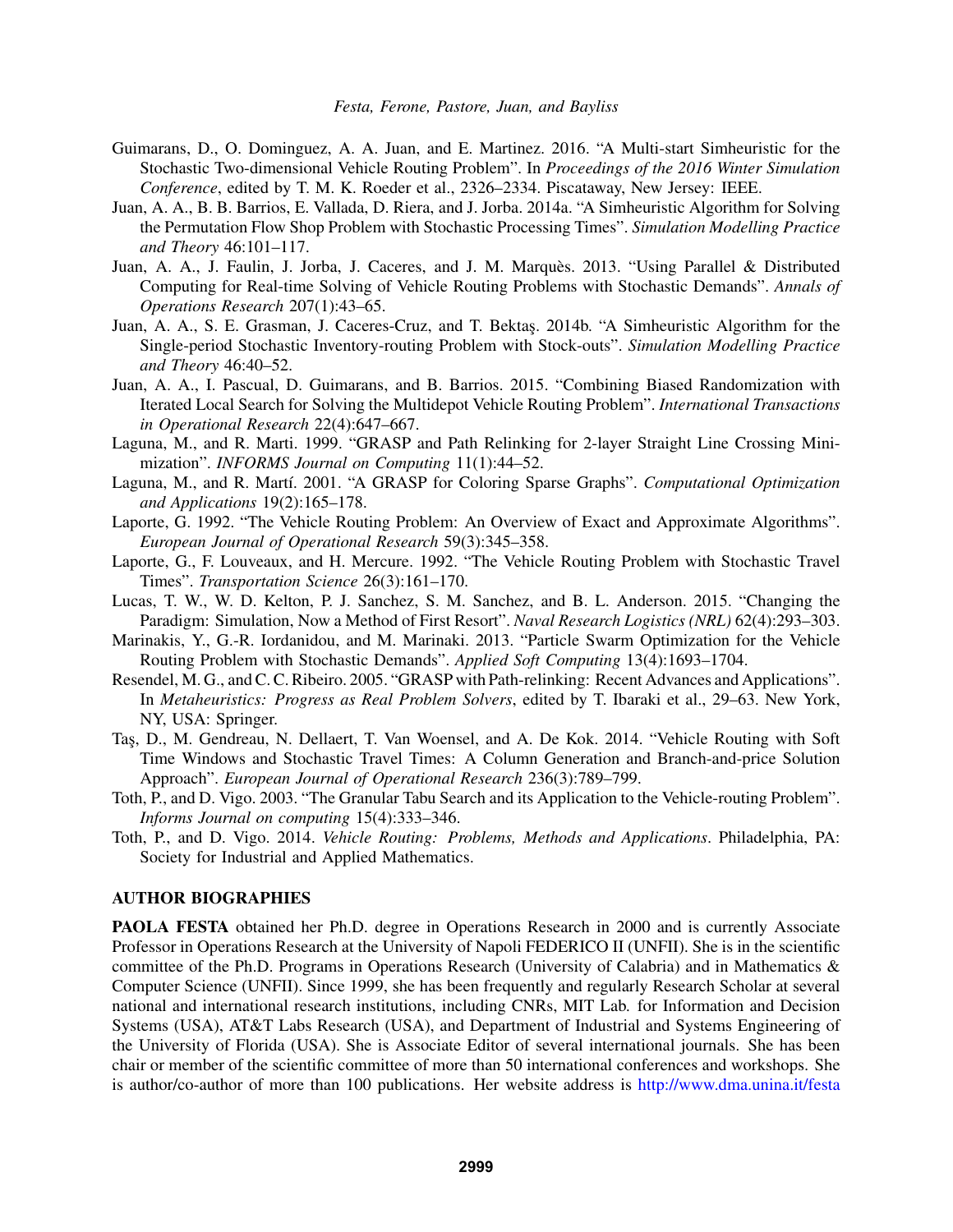Guimarans, D., O. Dominguez, A. A. Juan, and E. Martinez. 2016. "A Multi-start Simheuristic for the Stochastic Two-dimensional Vehicle Routing Problem". In *Proceedings of the 2016 Winter Simulation Conference*, edited by T. M. K. Roeder et al., 2326–2334. Piscataway, New Jersey: IEEE.

Juan, A. A., B. B. Barrios, E. Vallada, D. Riera, and J. Jorba. 2014a. "A Simheuristic Algorithm for Solving the Permutation Flow Shop Problem with Stochastic Processing Times". *Simulation Modelling Practice and Theory* 46:101–117.

Juan, A. A., J. Faulin, J. Jorba, J. Caceres, and J. M. Marquès. 2013. "Using Parallel & Distributed Computing for Real-time Solving of Vehicle Routing Problems with Stochastic Demands". *Annals of Operations Research* 207(1):43–65.

Juan, A. A., S. E. Grasman, J. Caceres-Cruz, and T. Bektaş. 2014b. "A Simheuristic Algorithm for the Single-period Stochastic Inventory-routing Problem with Stock-outs". *Simulation Modelling Practice and Theory* 46:40–52.

Juan, A. A., I. Pascual, D. Guimarans, and B. Barrios. 2015. "Combining Biased Randomization with Iterated Local Search for Solving the Multidepot Vehicle Routing Problem". *International Transactions in Operational Research* 22(4):647–667.

Laguna, M., and R. Marti. 1999. "GRASP and Path Relinking for 2-layer Straight Line Crossing Minimization". *INFORMS Journal on Computing* 11(1):44–52.

Laguna, M., and R. Martí. 2001. "A GRASP for Coloring Sparse Graphs". *Computational Optimization and Applications* 19(2):165–178.

Laporte, G. 1992. "The Vehicle Routing Problem: An Overview of Exact and Approximate Algorithms". *European Journal of Operational Research* 59(3):345–358.

Laporte, G., F. Louveaux, and H. Mercure. 1992. "The Vehicle Routing Problem with Stochastic Travel Times". *Transportation Science* 26(3):161–170.

Lucas, T. W., W. D. Kelton, P. J. Sanchez, S. M. Sanchez, and B. L. Anderson. 2015. "Changing the Paradigm: Simulation, Now a Method of First Resort". *Naval Research Logistics (NRL)* 62(4):293–303.

Marinakis, Y., G.-R. Iordanidou, and M. Marinaki. 2013. "Particle Swarm Optimization for the Vehicle Routing Problem with Stochastic Demands". *Applied Soft Computing* 13(4):1693–1704.

Resendel, M. G., and C. C. Ribeiro. 2005. "GRASP with Path-relinking: Recent Advances and Applications". In *Metaheuristics: Progress as Real Problem Solvers*, edited by T. Ibaraki et al., 29–63. New York, NY, USA: Springer.

Taş, D., M. Gendreau, N. Dellaert, T. Van Woensel, and A. De Kok. 2014. "Vehicle Routing with Soft Time Windows and Stochastic Travel Times: A Column Generation and Branch-and-price Solution Approach". *European Journal of Operational Research* 236(3):789–799.

Toth, P., and D. Vigo. 2003. "The Granular Tabu Search and its Application to the Vehicle-routing Problem". *Informs Journal on computing* 15(4):333–346.

Toth, P., and D. Vigo. 2014. *Vehicle Routing: Problems, Methods and Applications*. Philadelphia, PA: Society for Industrial and Applied Mathematics.

## AUTHOR BIOGRAPHIES

**PAOLA FESTA** obtained her Ph.D. degree in Operations Research in 2000 and is currently Associate Professor in Operations Research at the University of Napoli FEDERICO II (UNFII). She is in the scientific committee of the Ph.D. Programs in Operations Research (University of Calabria) and in Mathematics & Computer Science (UNFII). Since 1999, she has been frequently and regularly Research Scholar at several national and international research institutions, including CNRs, MIT Lab. for Information and Decision Systems (USA), AT&T Labs Research (USA), and Department of Industrial and Systems Engineering of the University of Florida (USA). She is Associate Editor of several international journals. She has been chair or member of the scientific committee of more than 50 international conferences and workshops. She is author/co-author of more than 100 publications. Her website address is http://www.dma.unina.it/festa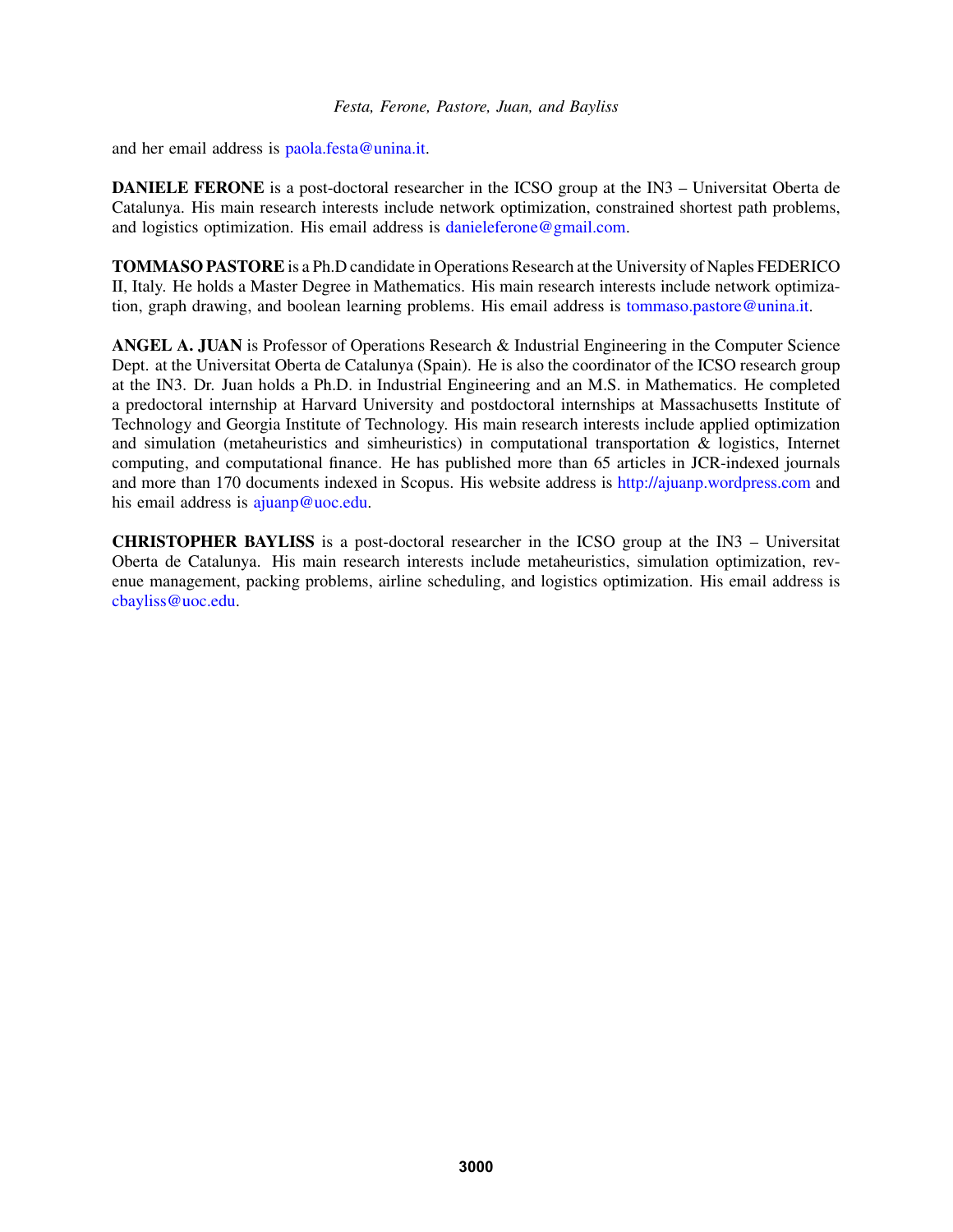and her email address is paola.festa@unina.it.

**DANIELE FERONE** is a post-doctoral researcher in the ICSO group at the IN3 – Universitat Oberta de Catalunya. His main research interests include network optimization, constrained shortest path problems, and logistics optimization. His email address is danieleferone@gmail.com.

**TOMMASO PASTORE** is a Ph.D candidate in Operations Research at the University of Naples FEDERICO II, Italy. He holds a Master Degree in Mathematics. His main research interests include network optimization, graph drawing, and boolean learning problems. His email address is tommaso.pastore@unina.it.

**ANGEL A. JUAN** is Professor of Operations Research & Industrial Engineering in the Computer Science Dept. at the Universitat Oberta de Catalunya (Spain). He is also the coordinator of the ICSO research group at the IN3. Dr. Juan holds a Ph.D. in Industrial Engineering and an M.S. in Mathematics. He completed a predoctoral internship at Harvard University and postdoctoral internships at Massachusetts Institute of Technology and Georgia Institute of Technology. His main research interests include applied optimization and simulation (metaheuristics and simheuristics) in computational transportation & logistics, Internet computing, and computational finance. He has published more than 65 articles in JCR-indexed journals and more than 170 documents indexed in Scopus. His website address is http://ajuanp.wordpress.com and his email address is ajuanp@uoc.edu.

**CHRISTOPHER BAYLISS** is a post-doctoral researcher in the ICSO group at the IN3 – Universitat Oberta de Catalunya. His main research interests include metaheuristics, simulation optimization, revenue management, packing problems, airline scheduling, and logistics optimization. His email address is cbayliss@uoc.edu.